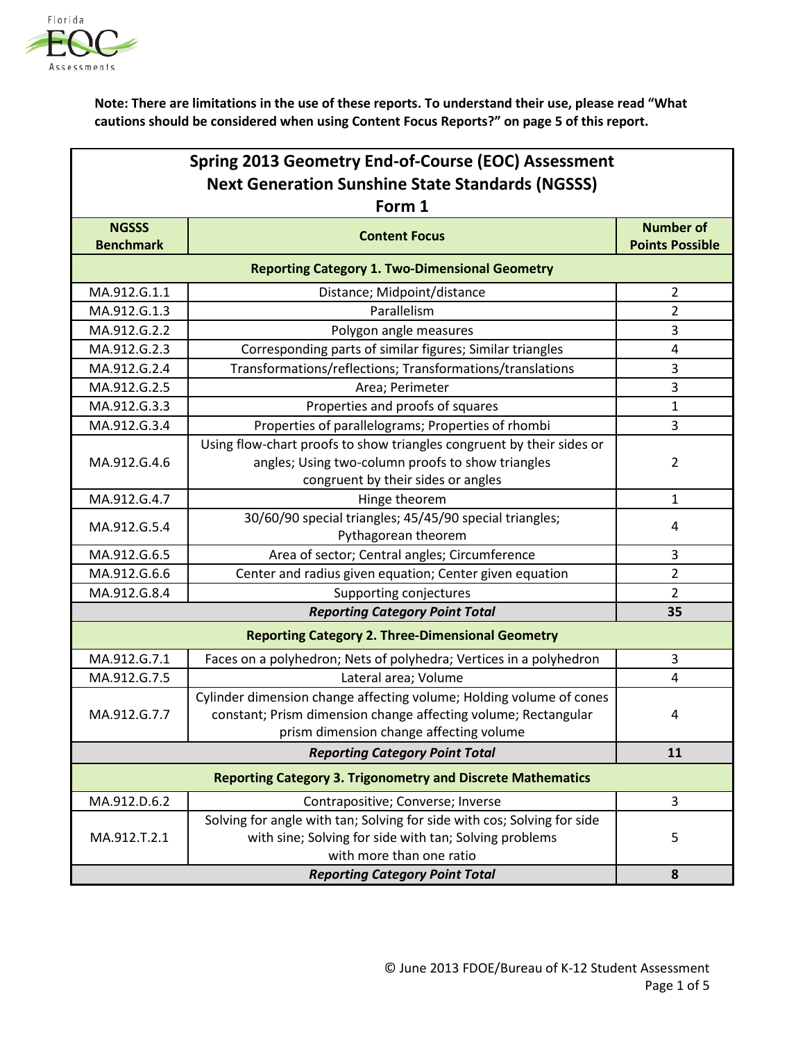**Note: There are limitations in the use of these reports. To understand their use, please read "What cautions should be considered when using Content Focus Reports?" on page 5 of this report.**

## Spring 2013 Geometry End-of-Course (EOC) Assessment
## Next Generation Sunshine State Standards (NGSSS)
## Form 1

| NGSSS Benchmark | Content Focus | Number of Points Possible |
|---|---|---|
| **Reporting Category 1. Two-Dimensional Geometry** | | |
| MA.912.G.1.1 | Distance; Midpoint/distance | 2 |
| MA.912.G.1.3 | Parallelism | 2 |
| MA.912.G.2.2 | Polygon angle measures | 3 |
| MA.912.G.2.3 | Corresponding parts of similar figures; Similar triangles | 4 |
| MA.912.G.2.4 | Transformations/reflections; Transformations/translations | 3 |
| MA.912.G.2.5 | Area; Perimeter | 3 |
| MA.912.G.3.3 | Properties and proofs of squares | 1 |
| MA.912.G.3.4 | Properties of parallelograms; Properties of rhombi | 3 |
| MA.912.G.4.6 | Using flow-chart proofs to show triangles congruent by their sides or angles; Using two-column proofs to show triangles congruent by their sides or angles | 2 |
| MA.912.G.4.7 | Hinge theorem | 1 |
| MA.912.G.5.4 | 30/60/90 special triangles; 45/45/90 special triangles; Pythagorean theorem | 4 |
| MA.912.G.6.5 | Area of sector; Central angles; Circumference | 3 |
| MA.912.G.6.6 | Center and radius given equation; Center given equation | 2 |
| MA.912.G.8.4 | Supporting conjectures | 2 |
| | ***Reporting Category Point Total*** | **35** |
| **Reporting Category 2. Three-Dimensional Geometry** | | |
| MA.912.G.7.1 | Faces on a polyhedron; Nets of polyhedra; Vertices in a polyhedron | 3 |
| MA.912.G.7.5 | Lateral area; Volume | 4 |
| MA.912.G.7.7 | Cylinder dimension change affecting volume; Holding volume of cones constant; Prism dimension change affecting volume; Rectangular prism dimension change affecting volume | 4 |
| | ***Reporting Category Point Total*** | **11** |
| **Reporting Category 3. Trigonometry and Discrete Mathematics** | | |
| MA.912.D.6.2 | Contrapositive; Converse; Inverse | 3 |
| MA.912.T.2.1 | Solving for angle with tan; Solving for side with cos; Solving for side with sine; Solving for side with tan; Solving problems with more than one ratio | 5 |
| | ***Reporting Category Point Total*** | **8** |

© June 2013 FDOE/Bureau of K-12 Student Assessment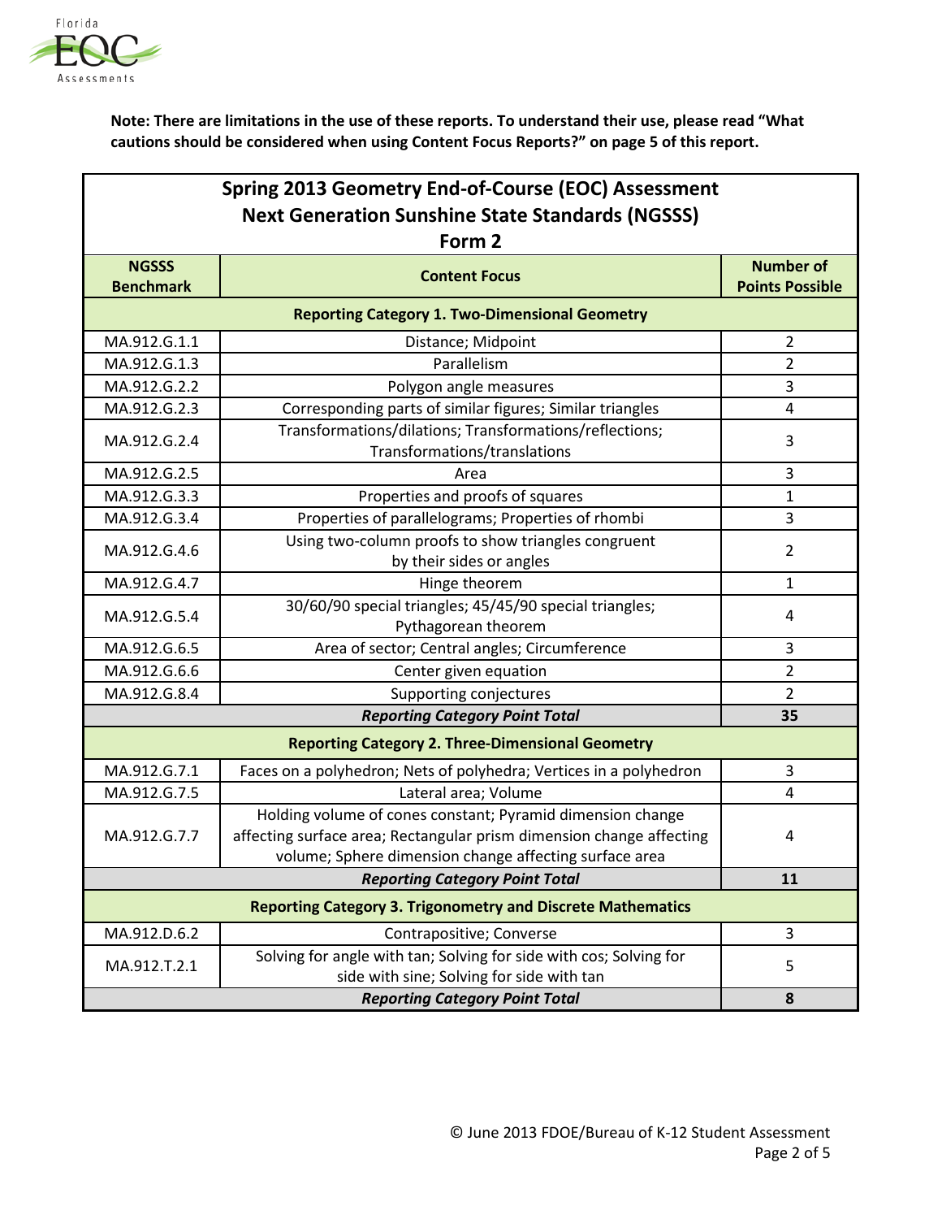**Note: There are limitations in the use of these reports. To understand their use, please read "What cautions should be considered when using Content Focus Reports?" on page 5 of this report.**

| Spring 2013 Geometry End-of-Course (EOC) Assessment<br>Next Generation Sunshine State Standards (NGSSS)<br>Form 2 | | |
|---|---|---|
| **NGSSS Benchmark** | **Content Focus** | **Number of Points Possible** |
| **Reporting Category 1. Two-Dimensional Geometry** | | |
| MA.912.G.1.1 | Distance; Midpoint | 2 |
| MA.912.G.1.3 | Parallelism | 2 |
| MA.912.G.2.2 | Polygon angle measures | 3 |
| MA.912.G.2.3 | Corresponding parts of similar figures; Similar triangles | 4 |
| MA.912.G.2.4 | Transformations/dilations; Transformations/reflections; Transformations/translations | 3 |
| MA.912.G.2.5 | Area | 3 |
| MA.912.G.3.3 | Properties and proofs of squares | 1 |
| MA.912.G.3.4 | Properties of parallelograms; Properties of rhombi | 3 |
| MA.912.G.4.6 | Using two-column proofs to show triangles congruent by their sides or angles | 2 |
| MA.912.G.4.7 | Hinge theorem | 1 |
| MA.912.G.5.4 | 30/60/90 special triangles; 45/45/90 special triangles; Pythagorean theorem | 4 |
| MA.912.G.6.5 | Area of sector; Central angles; Circumference | 3 |
| MA.912.G.6.6 | Center given equation | 2 |
| MA.912.G.8.4 | Supporting conjectures | 2 |
| ***Reporting Category Point Total*** | | **35** |
| **Reporting Category 2. Three-Dimensional Geometry** | | |
| MA.912.G.7.1 | Faces on a polyhedron; Nets of polyhedra; Vertices in a polyhedron | 3 |
| MA.912.G.7.5 | Lateral area; Volume | 4 |
| MA.912.G.7.7 | Holding volume of cones constant; Pyramid dimension change affecting surface area; Rectangular prism dimension change affecting volume; Sphere dimension change affecting surface area | 4 |
| ***Reporting Category Point Total*** | | **11** |
| **Reporting Category 3. Trigonometry and Discrete Mathematics** | | |
| MA.912.D.6.2 | Contrapositive; Converse | 3 |
| MA.912.T.2.1 | Solving for angle with tan; Solving for side with cos; Solving for side with sine; Solving for side with tan | 5 |
| ***Reporting Category Point Total*** | | **8** |

© June 2013 FDOE/Bureau of K-12 Student Assessment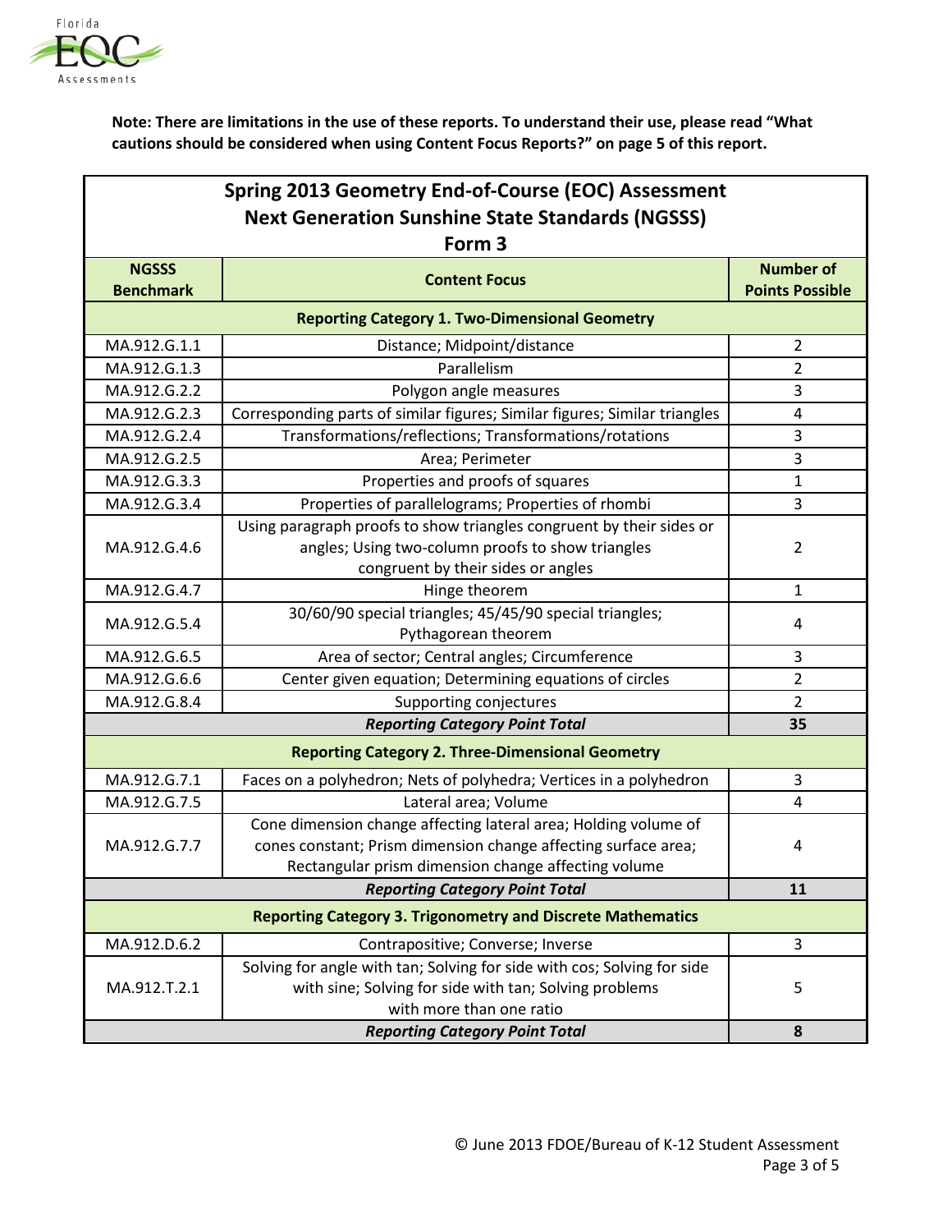**Note: There are limitations in the use of these reports. To understand their use, please read "What cautions should be considered when using Content Focus Reports?" on page 5 of this report.**

## Spring 2013 Geometry End-of-Course (EOC) Assessment
## Next Generation Sunshine State Standards (NGSSS)
## Form 3

| NGSSS Benchmark | Content Focus | Number of Points Possible |
|---|---|---|
| **Reporting Category 1. Two-Dimensional Geometry** | | |
| MA.912.G.1.1 | Distance; Midpoint/distance | 2 |
| MA.912.G.1.3 | Parallelism | 2 |
| MA.912.G.2.2 | Polygon angle measures | 3 |
| MA.912.G.2.3 | Corresponding parts of similar figures; Similar figures; Similar triangles | 4 |
| MA.912.G.2.4 | Transformations/reflections; Transformations/rotations | 3 |
| MA.912.G.2.5 | Area; Perimeter | 3 |
| MA.912.G.3.3 | Properties and proofs of squares | 1 |
| MA.912.G.3.4 | Properties of parallelograms; Properties of rhombi | 3 |
| MA.912.G.4.6 | Using paragraph proofs to show triangles congruent by their sides or angles; Using two-column proofs to show triangles congruent by their sides or angles | 2 |
| MA.912.G.4.7 | Hinge theorem | 1 |
| MA.912.G.5.4 | 30/60/90 special triangles; 45/45/90 special triangles; Pythagorean theorem | 4 |
| MA.912.G.6.5 | Area of sector; Central angles; Circumference | 3 |
| MA.912.G.6.6 | Center given equation; Determining equations of circles | 2 |
| MA.912.G.8.4 | Supporting conjectures | 2 |
| | ***Reporting Category Point Total*** | **35** |
| **Reporting Category 2. Three-Dimensional Geometry** | | |
| MA.912.G.7.1 | Faces on a polyhedron; Nets of polyhedra; Vertices in a polyhedron | 3 |
| MA.912.G.7.5 | Lateral area; Volume | 4 |
| MA.912.G.7.7 | Cone dimension change affecting lateral area; Holding volume of cones constant; Prism dimension change affecting surface area; Rectangular prism dimension change affecting volume | 4 |
| | ***Reporting Category Point Total*** | **11** |
| **Reporting Category 3. Trigonometry and Discrete Mathematics** | | |
| MA.912.D.6.2 | Contrapositive; Converse; Inverse | 3 |
| MA.912.T.2.1 | Solving for angle with tan; Solving for side with cos; Solving for side with sine; Solving for side with tan; Solving problems with more than one ratio | 5 |
| | ***Reporting Category Point Total*** | **8** |

© June 2013 FDOE/Bureau of K-12 Student Assessment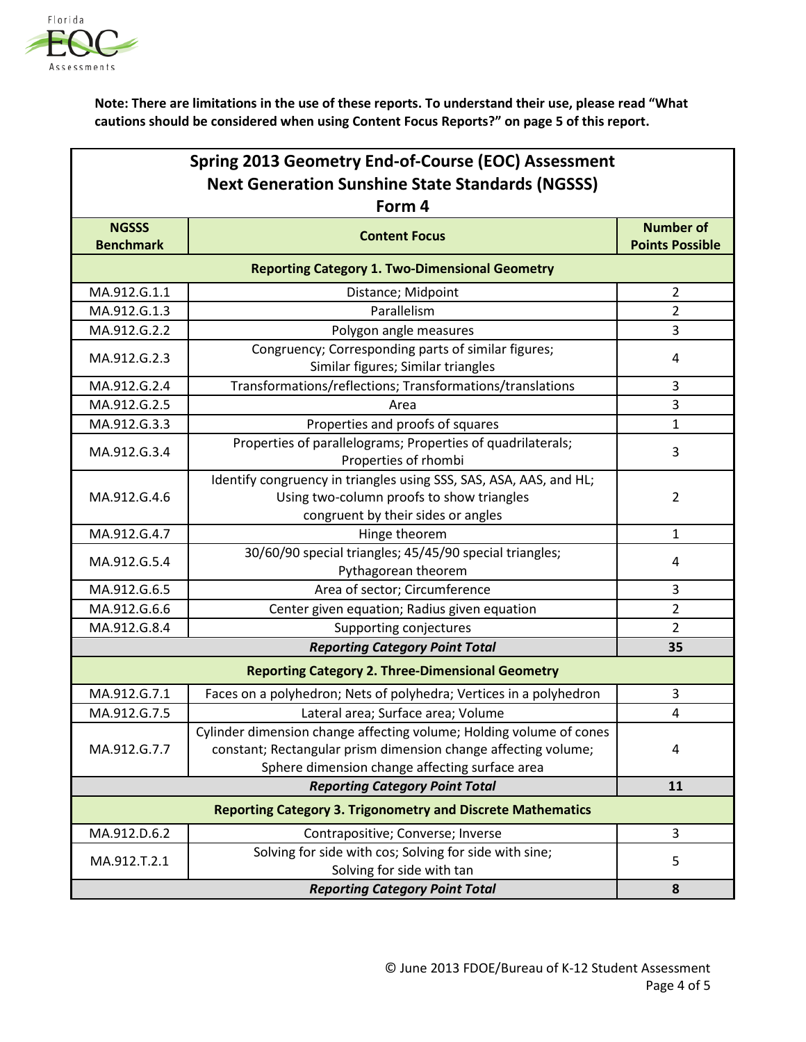**Note: There are limitations in the use of these reports. To understand their use, please read "What cautions should be considered when using Content Focus Reports?" on page 5 of this report.**

| Spring 2013 Geometry End-of-Course (EOC) Assessment<br>Next Generation Sunshine State Standards (NGSSS)<br>Form 4 | | |
|---|---|---|
| **NGSSS Benchmark** | **Content Focus** | **Number of Points Possible** |
| **Reporting Category 1. Two-Dimensional Geometry** | | |
| MA.912.G.1.1 | Distance; Midpoint | 2 |
| MA.912.G.1.3 | Parallelism | 2 |
| MA.912.G.2.2 | Polygon angle measures | 3 |
| MA.912.G.2.3 | Congruency; Corresponding parts of similar figures; Similar figures; Similar triangles | 4 |
| MA.912.G.2.4 | Transformations/reflections; Transformations/translations | 3 |
| MA.912.G.2.5 | Area | 3 |
| MA.912.G.3.3 | Properties and proofs of squares | 1 |
| MA.912.G.3.4 | Properties of parallelograms; Properties of quadrilaterals; Properties of rhombi | 3 |
| MA.912.G.4.6 | Identify congruency in triangles using SSS, SAS, ASA, AAS, and HL; Using two-column proofs to show triangles congruent by their sides or angles | 2 |
| MA.912.G.4.7 | Hinge theorem | 1 |
| MA.912.G.5.4 | 30/60/90 special triangles; 45/45/90 special triangles; Pythagorean theorem | 4 |
| MA.912.G.6.5 | Area of sector; Circumference | 3 |
| MA.912.G.6.6 | Center given equation; Radius given equation | 2 |
| MA.912.G.8.4 | Supporting conjectures | 2 |
| | ***Reporting Category Point Total*** | **35** |
| **Reporting Category 2. Three-Dimensional Geometry** | | |
| MA.912.G.7.1 | Faces on a polyhedron; Nets of polyhedra; Vertices in a polyhedron | 3 |
| MA.912.G.7.5 | Lateral area; Surface area; Volume | 4 |
| MA.912.G.7.7 | Cylinder dimension change affecting volume; Holding volume of cones constant; Rectangular prism dimension change affecting volume; Sphere dimension change affecting surface area | 4 |
| | ***Reporting Category Point Total*** | **11** |
| **Reporting Category 3. Trigonometry and Discrete Mathematics** | | |
| MA.912.D.6.2 | Contrapositive; Converse; Inverse | 3 |
| MA.912.T.2.1 | Solving for side with cos; Solving for side with sine; Solving for side with tan | 5 |
| | ***Reporting Category Point Total*** | **8** |

© June 2013 FDOE/Bureau of K-12 Student Assessment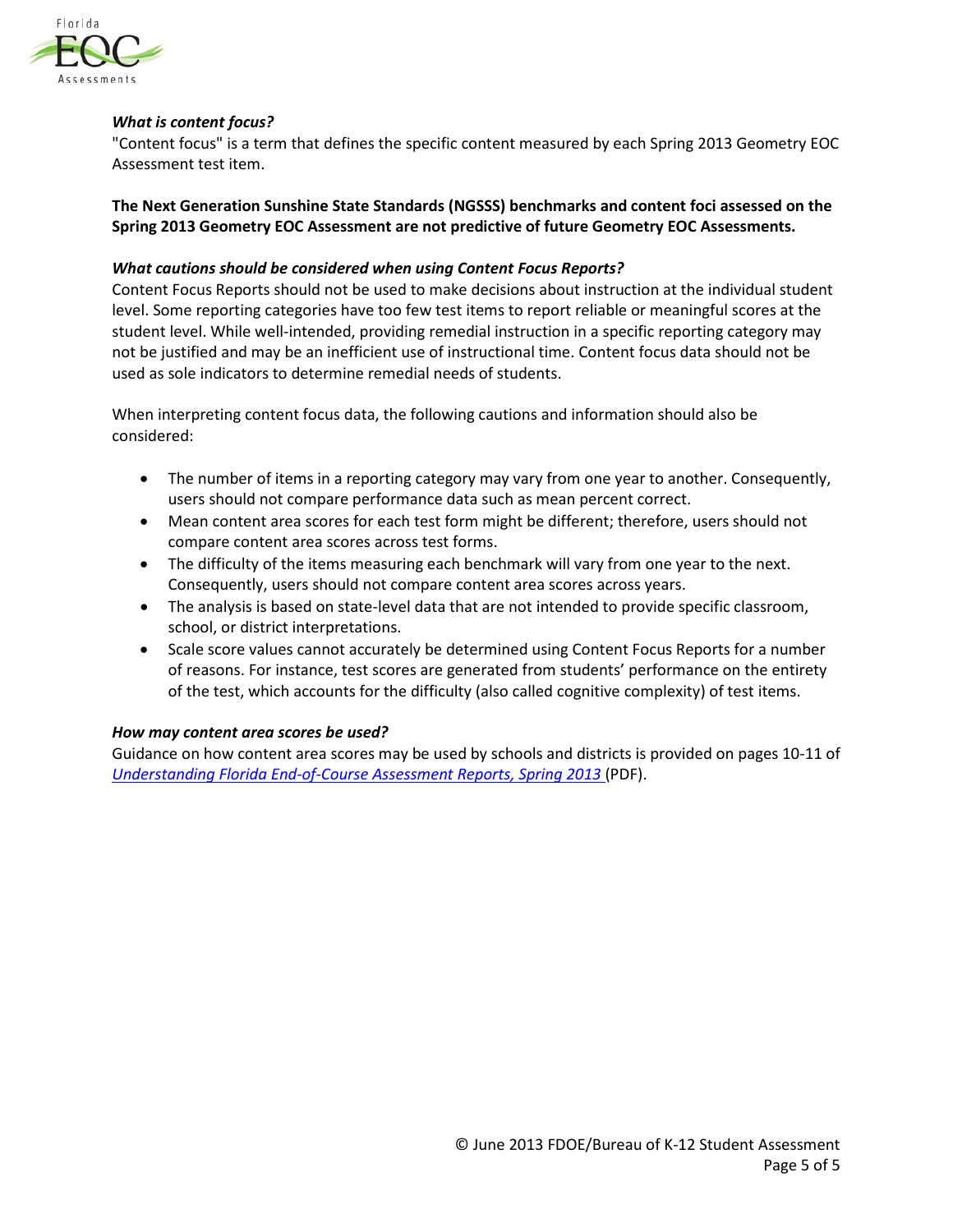***What is content focus?***

"Content focus" is a term that defines the specific content measured by each Spring 2013 Geometry EOC Assessment test item.

**The Next Generation Sunshine State Standards (NGSSS) benchmarks and content foci assessed on the Spring 2013 Geometry EOC Assessment are not predictive of future Geometry EOC Assessments.**

***What cautions should be considered when using Content Focus Reports?***

Content Focus Reports should not be used to make decisions about instruction at the individual student level. Some reporting categories have too few test items to report reliable or meaningful scores at the student level. While well-intended, providing remedial instruction in a specific reporting category may not be justified and may be an inefficient use of instructional time. Content focus data should not be used as sole indicators to determine remedial needs of students.

When interpreting content focus data, the following cautions and information should also be considered:

- The number of items in a reporting category may vary from one year to another. Consequently, users should not compare performance data such as mean percent correct.
- Mean content area scores for each test form might be different; therefore, users should not compare content area scores across test forms.
- The difficulty of the items measuring each benchmark will vary from one year to the next. Consequently, users should not compare content area scores across years.
- The analysis is based on state-level data that are not intended to provide specific classroom, school, or district interpretations.
- Scale score values cannot accurately be determined using Content Focus Reports for a number of reasons. For instance, test scores are generated from students' performance on the entirety of the test, which accounts for the difficulty (also called cognitive complexity) of test items.

***How may content area scores be used?***

Guidance on how content area scores may be used by schools and districts is provided on pages 10-11 of *Understanding Florida End-of-Course Assessment Reports, Spring 2013* (PDF).

© June 2013 FDOE/Bureau of K-12 Student Assessment